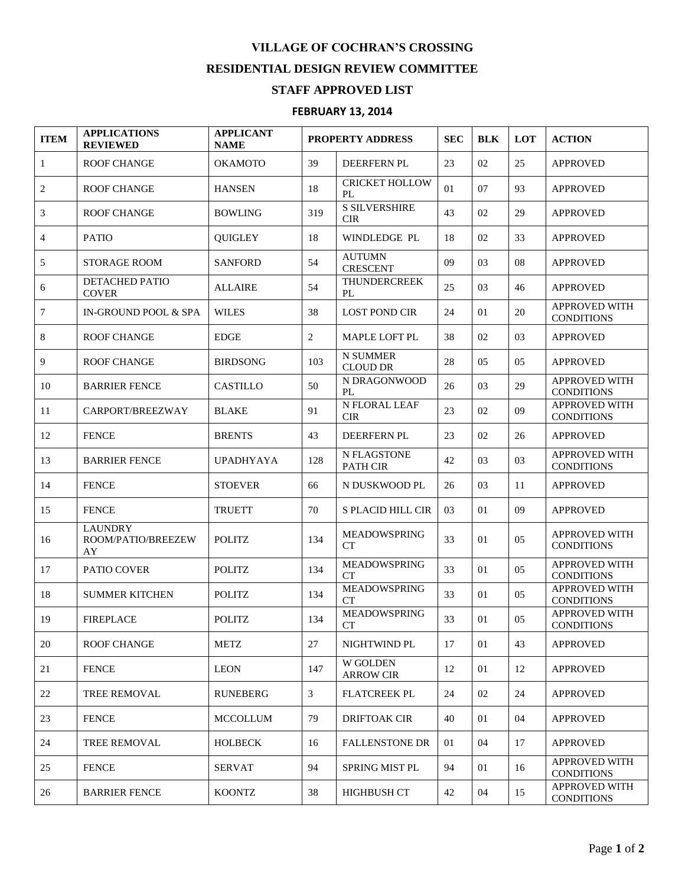# VILLAGE OF COCHRAN'S CROSSING

## RESIDENTIAL DESIGN REVIEW COMMITTEE

## STAFF APPROVED LIST

### FEBRUARY 13, 2014

| ITEM | APPLICATIONS REVIEWED | APPLICANT NAME | PROPERTY ADDRESS | | SEC | BLK | LOT | ACTION |
|---|---|---|---|---|---|---|---|---|
| 1 | ROOF CHANGE | OKAMOTO | 39 | DEERFERN PL | 23 | 02 | 25 | APPROVED |
| 2 | ROOF CHANGE | HANSEN | 18 | CRICKET HOLLOW PL | 01 | 07 | 93 | APPROVED |
| 3 | ROOF CHANGE | BOWLING | 319 | S SILVERSHIRE CIR | 43 | 02 | 29 | APPROVED |
| 4 | PATIO | QUIGLEY | 18 | WINDLEDGE PL | 18 | 02 | 33 | APPROVED |
| 5 | STORAGE ROOM | SANFORD | 54 | AUTUMN CRESCENT | 09 | 03 | 08 | APPROVED |
| 6 | DETACHED PATIO COVER | ALLAIRE | 54 | THUNDERCREEK PL | 25 | 03 | 46 | APPROVED |
| 7 | IN-GROUND POOL & SPA | WILES | 38 | LOST POND CIR | 24 | 01 | 20 | APPROVED WITH CONDITIONS |
| 8 | ROOF CHANGE | EDGE | 2 | MAPLE LOFT PL | 38 | 02 | 03 | APPROVED |
| 9 | ROOF CHANGE | BIRDSONG | 103 | N SUMMER CLOUD DR | 28 | 05 | 05 | APPROVED |
| 10 | BARRIER FENCE | CASTILLO | 50 | N DRAGONWOOD PL | 26 | 03 | 29 | APPROVED WITH CONDITIONS |
| 11 | CARPORT/BREEZWAY | BLAKE | 91 | N FLORAL LEAF CIR | 23 | 02 | 09 | APPROVED WITH CONDITIONS |
| 12 | FENCE | BRENTS | 43 | DEERFERN PL | 23 | 02 | 26 | APPROVED |
| 13 | BARRIER FENCE | UPADHYAYA | 128 | N FLAGSTONE PATH CIR | 42 | 03 | 03 | APPROVED WITH CONDITIONS |
| 14 | FENCE | STOEVER | 66 | N DUSKWOOD PL | 26 | 03 | 11 | APPROVED |
| 15 | FENCE | TRUETT | 70 | S PLACID HILL CIR | 03 | 01 | 09 | APPROVED |
| 16 | LAUNDRY ROOM/PATIO/BREEZEWAY | POLITZ | 134 | MEADOWSPRING CT | 33 | 01 | 05 | APPROVED WITH CONDITIONS |
| 17 | PATIO COVER | POLITZ | 134 | MEADOWSPRING CT | 33 | 01 | 05 | APPROVED WITH CONDITIONS |
| 18 | SUMMER KITCHEN | POLITZ | 134 | MEADOWSPRING CT | 33 | 01 | 05 | APPROVED WITH CONDITIONS |
| 19 | FIREPLACE | POLITZ | 134 | MEADOWSPRING CT | 33 | 01 | 05 | APPROVED WITH CONDITIONS |
| 20 | ROOF CHANGE | METZ | 27 | NIGHTWIND PL | 17 | 01 | 43 | APPROVED |
| 21 | FENCE | LEON | 147 | W GOLDEN ARROW CIR | 12 | 01 | 12 | APPROVED |
| 22 | TREE REMOVAL | RUNEBERG | 3 | FLATCREEK PL | 24 | 02 | 24 | APPROVED |
| 23 | FENCE | MCCOLLUM | 79 | DRIFTOAK CIR | 40 | 01 | 04 | APPROVED |
| 24 | TREE REMOVAL | HOLBECK | 16 | FALLENSTONE DR | 01 | 04 | 17 | APPROVED |
| 25 | FENCE | SERVAT | 94 | SPRING MIST PL | 94 | 01 | 16 | APPROVED WITH CONDITIONS |
| 26 | BARRIER FENCE | KOONTZ | 38 | HIGHBUSH CT | 42 | 04 | 15 | APPROVED WITH CONDITIONS |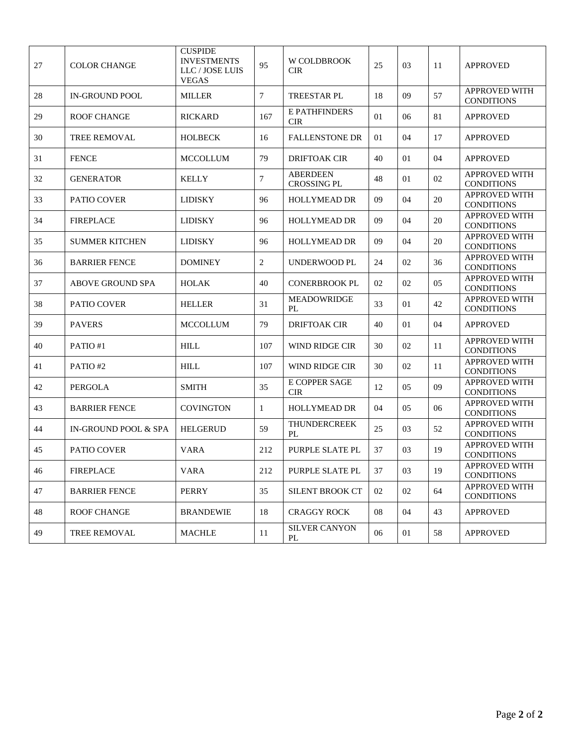| | | | | | | | | |
|---|---|---|---|---|---|---|---|---|
| 27 | COLOR CHANGE | CUSPIDE INVESTMENTS LLC / JOSE LUIS VEGAS | 95 | W COLDBROOK CIR | 25 | 03 | 11 | APPROVED |
| 28 | IN-GROUND POOL | MILLER | 7 | TREESTAR PL | 18 | 09 | 57 | APPROVED WITH CONDITIONS |
| 29 | ROOF CHANGE | RICKARD | 167 | E PATHFINDERS CIR | 01 | 06 | 81 | APPROVED |
| 30 | TREE REMOVAL | HOLBECK | 16 | FALLENSTONE DR | 01 | 04 | 17 | APPROVED |
| 31 | FENCE | MCCOLLUM | 79 | DRIFTOAK CIR | 40 | 01 | 04 | APPROVED |
| 32 | GENERATOR | KELLY | 7 | ABERDEEN CROSSING PL | 48 | 01 | 02 | APPROVED WITH CONDITIONS |
| 33 | PATIO COVER | LIDISKY | 96 | HOLLYMEAD DR | 09 | 04 | 20 | APPROVED WITH CONDITIONS |
| 34 | FIREPLACE | LIDISKY | 96 | HOLLYMEAD DR | 09 | 04 | 20 | APPROVED WITH CONDITIONS |
| 35 | SUMMER KITCHEN | LIDISKY | 96 | HOLLYMEAD DR | 09 | 04 | 20 | APPROVED WITH CONDITIONS |
| 36 | BARRIER FENCE | DOMINEY | 2 | UNDERWOOD PL | 24 | 02 | 36 | APPROVED WITH CONDITIONS |
| 37 | ABOVE GROUND SPA | HOLAK | 40 | CONERBROOK PL | 02 | 02 | 05 | APPROVED WITH CONDITIONS |
| 38 | PATIO COVER | HELLER | 31 | MEADOWRIDGE PL | 33 | 01 | 42 | APPROVED WITH CONDITIONS |
| 39 | PAVERS | MCCOLLUM | 79 | DRIFTOAK CIR | 40 | 01 | 04 | APPROVED |
| 40 | PATIO #1 | HILL | 107 | WIND RIDGE CIR | 30 | 02 | 11 | APPROVED WITH CONDITIONS |
| 41 | PATIO #2 | HILL | 107 | WIND RIDGE CIR | 30 | 02 | 11 | APPROVED WITH CONDITIONS |
| 42 | PERGOLA | SMITH | 35 | E COPPER SAGE CIR | 12 | 05 | 09 | APPROVED WITH CONDITIONS |
| 43 | BARRIER FENCE | COVINGTON | 1 | HOLLYMEAD DR | 04 | 05 | 06 | APPROVED WITH CONDITIONS |
| 44 | IN-GROUND POOL & SPA | HELGERUD | 59 | THUNDERCREEK PL | 25 | 03 | 52 | APPROVED WITH CONDITIONS |
| 45 | PATIO COVER | VARA | 212 | PURPLE SLATE PL | 37 | 03 | 19 | APPROVED WITH CONDITIONS |
| 46 | FIREPLACE | VARA | 212 | PURPLE SLATE PL | 37 | 03 | 19 | APPROVED WITH CONDITIONS |
| 47 | BARRIER FENCE | PERRY | 35 | SILENT BROOK CT | 02 | 02 | 64 | APPROVED WITH CONDITIONS |
| 48 | ROOF CHANGE | BRANDEWIE | 18 | CRAGGY ROCK | 08 | 04 | 43 | APPROVED |
| 49 | TREE REMOVAL | MACHLE | 11 | SILVER CANYON PL | 06 | 01 | 58 | APPROVED |